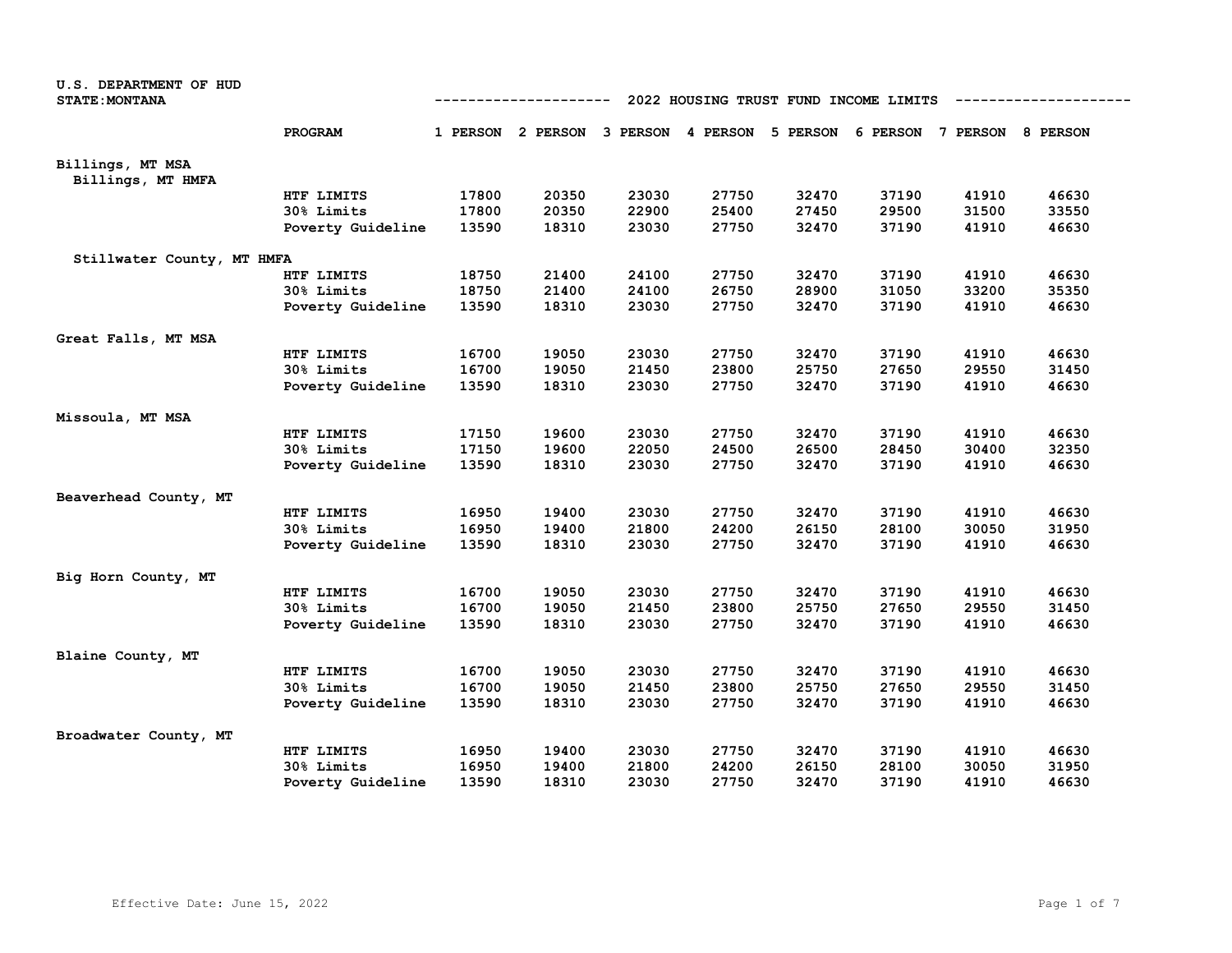U.S. DEPARTMENT OF HUD
STATE:MONTANA

## 2022 HOUSING TRUST FUND INCOME LIMITS

| | PROGRAM | 1 PERSON | 2 PERSON | 3 PERSON | 4 PERSON | 5 PERSON | 6 PERSON | 7 PERSON | 8 PERSON |
|---|---|---|---|---|---|---|---|---|---|
| **Billings, MT MSA** | | | | | | | | | |
| Billings, MT HMFA | | | | | | | | | |
| | HTF LIMITS | 17800 | 20350 | 23030 | 27750 | 32470 | 37190 | 41910 | 46630 |
| | 30% Limits | 17800 | 20350 | 22900 | 25400 | 27450 | 29500 | 31500 | 33550 |
| | Poverty Guideline | 13590 | 18310 | 23030 | 27750 | 32470 | 37190 | 41910 | 46630 |
| Stillwater County, MT HMFA | | | | | | | | | |
| | HTF LIMITS | 18750 | 21400 | 24100 | 27750 | 32470 | 37190 | 41910 | 46630 |
| | 30% Limits | 18750 | 21400 | 24100 | 26750 | 28900 | 31050 | 33200 | 35350 |
| | Poverty Guideline | 13590 | 18310 | 23030 | 27750 | 32470 | 37190 | 41910 | 46630 |
| **Great Falls, MT MSA** | | | | | | | | | |
| | HTF LIMITS | 16700 | 19050 | 23030 | 27750 | 32470 | 37190 | 41910 | 46630 |
| | 30% Limits | 16700 | 19050 | 21450 | 23800 | 25750 | 27650 | 29550 | 31450 |
| | Poverty Guideline | 13590 | 18310 | 23030 | 27750 | 32470 | 37190 | 41910 | 46630 |
| **Missoula, MT MSA** | | | | | | | | | |
| | HTF LIMITS | 17150 | 19600 | 23030 | 27750 | 32470 | 37190 | 41910 | 46630 |
| | 30% Limits | 17150 | 19600 | 22050 | 24500 | 26500 | 28450 | 30400 | 32350 |
| | Poverty Guideline | 13590 | 18310 | 23030 | 27750 | 32470 | 37190 | 41910 | 46630 |
| **Beaverhead County, MT** | | | | | | | | | |
| | HTF LIMITS | 16950 | 19400 | 23030 | 27750 | 32470 | 37190 | 41910 | 46630 |
| | 30% Limits | 16950 | 19400 | 21800 | 24200 | 26150 | 28100 | 30050 | 31950 |
| | Poverty Guideline | 13590 | 18310 | 23030 | 27750 | 32470 | 37190 | 41910 | 46630 |
| **Big Horn County, MT** | | | | | | | | | |
| | HTF LIMITS | 16700 | 19050 | 23030 | 27750 | 32470 | 37190 | 41910 | 46630 |
| | 30% Limits | 16700 | 19050 | 21450 | 23800 | 25750 | 27650 | 29550 | 31450 |
| | Poverty Guideline | 13590 | 18310 | 23030 | 27750 | 32470 | 37190 | 41910 | 46630 |
| **Blaine County, MT** | | | | | | | | | |
| | HTF LIMITS | 16700 | 19050 | 23030 | 27750 | 32470 | 37190 | 41910 | 46630 |
| | 30% Limits | 16700 | 19050 | 21450 | 23800 | 25750 | 27650 | 29550 | 31450 |
| | Poverty Guideline | 13590 | 18310 | 23030 | 27750 | 32470 | 37190 | 41910 | 46630 |
| **Broadwater County, MT** | | | | | | | | | |
| | HTF LIMITS | 16950 | 19400 | 23030 | 27750 | 32470 | 37190 | 41910 | 46630 |
| | 30% Limits | 16950 | 19400 | 21800 | 24200 | 26150 | 28100 | 30050 | 31950 |
| | Poverty Guideline | 13590 | 18310 | 23030 | 27750 | 32470 | 37190 | 41910 | 46630 |

Effective Date: June 15, 2022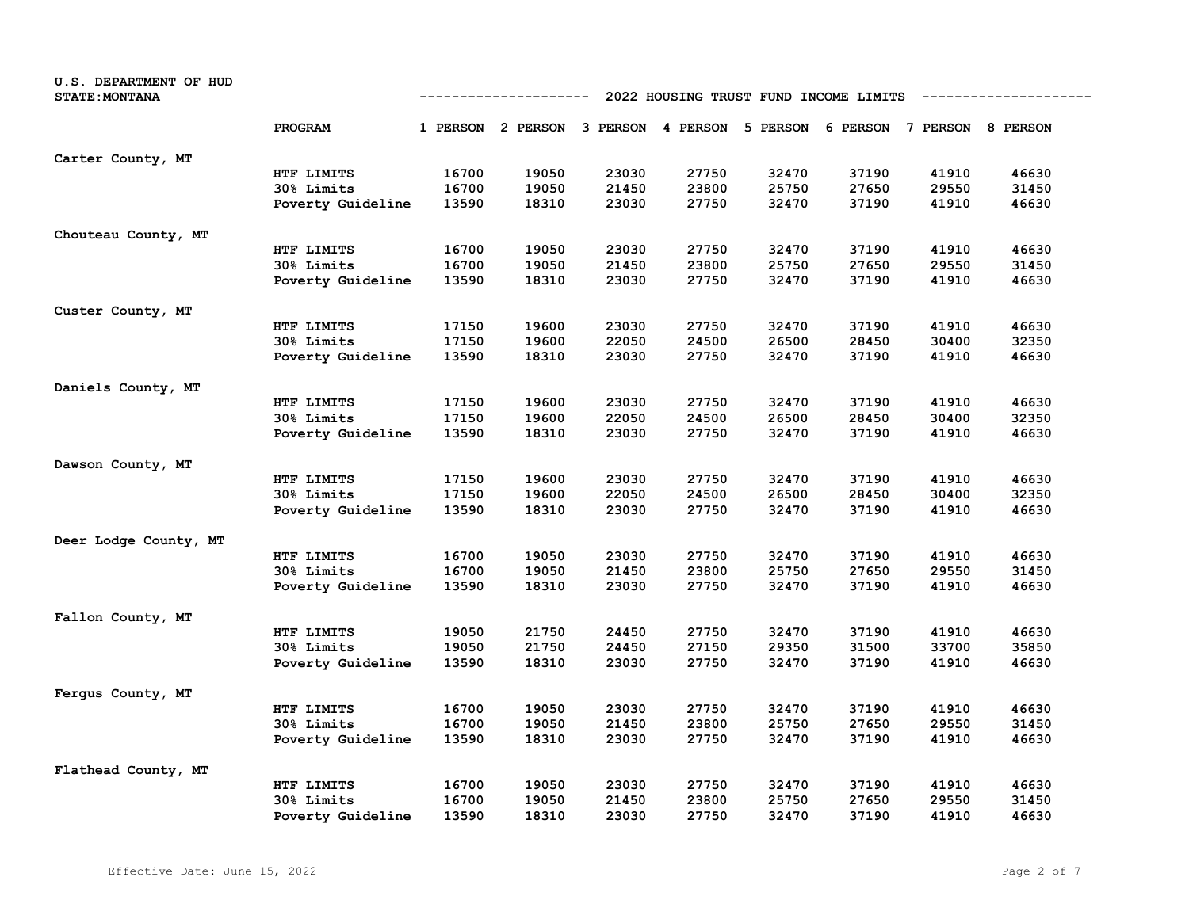U.S. DEPARTMENT OF HUD
STATE: MONTANA

## 2022 HOUSING TRUST FUND INCOME LIMITS

| | PROGRAM | 1 PERSON | 2 PERSON | 3 PERSON | 4 PERSON | 5 PERSON | 6 PERSON | 7 PERSON | 8 PERSON |
|---|---|---|---|---|---|---|---|---|---|
| Carter County, MT | HTF LIMITS | 16700 | 19050 | 23030 | 27750 | 32470 | 37190 | 41910 | 46630 |
| | 30% Limits | 16700 | 19050 | 21450 | 23800 | 25750 | 27650 | 29550 | 31450 |
| | Poverty Guideline | 13590 | 18310 | 23030 | 27750 | 32470 | 37190 | 41910 | 46630 |
| Chouteau County, MT | HTF LIMITS | 16700 | 19050 | 23030 | 27750 | 32470 | 37190 | 41910 | 46630 |
| | 30% Limits | 16700 | 19050 | 21450 | 23800 | 25750 | 27650 | 29550 | 31450 |
| | Poverty Guideline | 13590 | 18310 | 23030 | 27750 | 32470 | 37190 | 41910 | 46630 |
| Custer County, MT | HTF LIMITS | 17150 | 19600 | 23030 | 27750 | 32470 | 37190 | 41910 | 46630 |
| | 30% Limits | 17150 | 19600 | 22050 | 24500 | 26500 | 28450 | 30400 | 32350 |
| | Poverty Guideline | 13590 | 18310 | 23030 | 27750 | 32470 | 37190 | 41910 | 46630 |
| Daniels County, MT | HTF LIMITS | 17150 | 19600 | 23030 | 27750 | 32470 | 37190 | 41910 | 46630 |
| | 30% Limits | 17150 | 19600 | 22050 | 24500 | 26500 | 28450 | 30400 | 32350 |
| | Poverty Guideline | 13590 | 18310 | 23030 | 27750 | 32470 | 37190 | 41910 | 46630 |
| Dawson County, MT | HTF LIMITS | 17150 | 19600 | 23030 | 27750 | 32470 | 37190 | 41910 | 46630 |
| | 30% Limits | 17150 | 19600 | 22050 | 24500 | 26500 | 28450 | 30400 | 32350 |
| | Poverty Guideline | 13590 | 18310 | 23030 | 27750 | 32470 | 37190 | 41910 | 46630 |
| Deer Lodge County, MT | HTF LIMITS | 16700 | 19050 | 23030 | 27750 | 32470 | 37190 | 41910 | 46630 |
| | 30% Limits | 16700 | 19050 | 21450 | 23800 | 25750 | 27650 | 29550 | 31450 |
| | Poverty Guideline | 13590 | 18310 | 23030 | 27750 | 32470 | 37190 | 41910 | 46630 |
| Fallon County, MT | HTF LIMITS | 19050 | 21750 | 24450 | 27750 | 32470 | 37190 | 41910 | 46630 |
| | 30% Limits | 19050 | 21750 | 24450 | 27150 | 29350 | 31500 | 33700 | 35850 |
| | Poverty Guideline | 13590 | 18310 | 23030 | 27750 | 32470 | 37190 | 41910 | 46630 |
| Fergus County, MT | HTF LIMITS | 16700 | 19050 | 23030 | 27750 | 32470 | 37190 | 41910 | 46630 |
| | 30% Limits | 16700 | 19050 | 21450 | 23800 | 25750 | 27650 | 29550 | 31450 |
| | Poverty Guideline | 13590 | 18310 | 23030 | 27750 | 32470 | 37190 | 41910 | 46630 |
| Flathead County, MT | HTF LIMITS | 16700 | 19050 | 23030 | 27750 | 32470 | 37190 | 41910 | 46630 |
| | 30% Limits | 16700 | 19050 | 21450 | 23800 | 25750 | 27650 | 29550 | 31450 |
| | Poverty Guideline | 13590 | 18310 | 23030 | 27750 | 32470 | 37190 | 41910 | 46630 |

Effective Date: June 15, 2022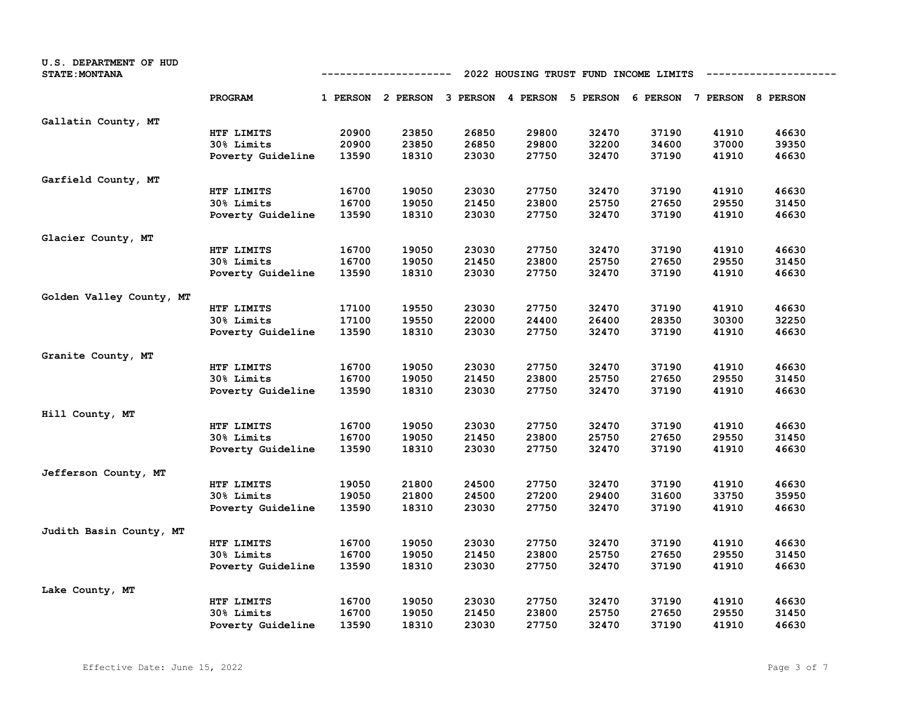U.S. DEPARTMENT OF HUD
STATE: MONTANA

## 2022 HOUSING TRUST FUND INCOME LIMITS

| | PROGRAM | 1 PERSON | 2 PERSON | 3 PERSON | 4 PERSON | 5 PERSON | 6 PERSON | 7 PERSON | 8 PERSON |
|---|---|---|---|---|---|---|---|---|---|
| Gallatin County, MT | | | | | | | | | |
| | HTF LIMITS | 20900 | 23850 | 26850 | 29800 | 32470 | 37190 | 41910 | 46630 |
| | 30% Limits | 20900 | 23850 | 26850 | 29800 | 32200 | 34600 | 37000 | 39350 |
| | Poverty Guideline | 13590 | 18310 | 23030 | 27750 | 32470 | 37190 | 41910 | 46630 |
| Garfield County, MT | | | | | | | | | |
| | HTF LIMITS | 16700 | 19050 | 23030 | 27750 | 32470 | 37190 | 41910 | 46630 |
| | 30% Limits | 16700 | 19050 | 21450 | 23800 | 25750 | 27650 | 29550 | 31450 |
| | Poverty Guideline | 13590 | 18310 | 23030 | 27750 | 32470 | 37190 | 41910 | 46630 |
| Glacier County, MT | | | | | | | | | |
| | HTF LIMITS | 16700 | 19050 | 23030 | 27750 | 32470 | 37190 | 41910 | 46630 |
| | 30% Limits | 16700 | 19050 | 21450 | 23800 | 25750 | 27650 | 29550 | 31450 |
| | Poverty Guideline | 13590 | 18310 | 23030 | 27750 | 32470 | 37190 | 41910 | 46630 |
| Golden Valley County, MT | | | | | | | | | |
| | HTF LIMITS | 17100 | 19550 | 23030 | 27750 | 32470 | 37190 | 41910 | 46630 |
| | 30% Limits | 17100 | 19550 | 22000 | 24400 | 26400 | 28350 | 30300 | 32250 |
| | Poverty Guideline | 13590 | 18310 | 23030 | 27750 | 32470 | 37190 | 41910 | 46630 |
| Granite County, MT | | | | | | | | | |
| | HTF LIMITS | 16700 | 19050 | 23030 | 27750 | 32470 | 37190 | 41910 | 46630 |
| | 30% Limits | 16700 | 19050 | 21450 | 23800 | 25750 | 27650 | 29550 | 31450 |
| | Poverty Guideline | 13590 | 18310 | 23030 | 27750 | 32470 | 37190 | 41910 | 46630 |
| Hill County, MT | | | | | | | | | |
| | HTF LIMITS | 16700 | 19050 | 23030 | 27750 | 32470 | 37190 | 41910 | 46630 |
| | 30% Limits | 16700 | 19050 | 21450 | 23800 | 25750 | 27650 | 29550 | 31450 |
| | Poverty Guideline | 13590 | 18310 | 23030 | 27750 | 32470 | 37190 | 41910 | 46630 |
| Jefferson County, MT | | | | | | | | | |
| | HTF LIMITS | 19050 | 21800 | 24500 | 27750 | 32470 | 37190 | 41910 | 46630 |
| | 30% Limits | 19050 | 21800 | 24500 | 27200 | 29400 | 31600 | 33750 | 35950 |
| | Poverty Guideline | 13590 | 18310 | 23030 | 27750 | 32470 | 37190 | 41910 | 46630 |
| Judith Basin County, MT | | | | | | | | | |
| | HTF LIMITS | 16700 | 19050 | 23030 | 27750 | 32470 | 37190 | 41910 | 46630 |
| | 30% Limits | 16700 | 19050 | 21450 | 23800 | 25750 | 27650 | 29550 | 31450 |
| | Poverty Guideline | 13590 | 18310 | 23030 | 27750 | 32470 | 37190 | 41910 | 46630 |
| Lake County, MT | | | | | | | | | |
| | HTF LIMITS | 16700 | 19050 | 23030 | 27750 | 32470 | 37190 | 41910 | 46630 |
| | 30% Limits | 16700 | 19050 | 21450 | 23800 | 25750 | 27650 | 29550 | 31450 |
| | Poverty Guideline | 13590 | 18310 | 23030 | 27750 | 32470 | 37190 | 41910 | 46630 |

Effective Date: June 15, 2022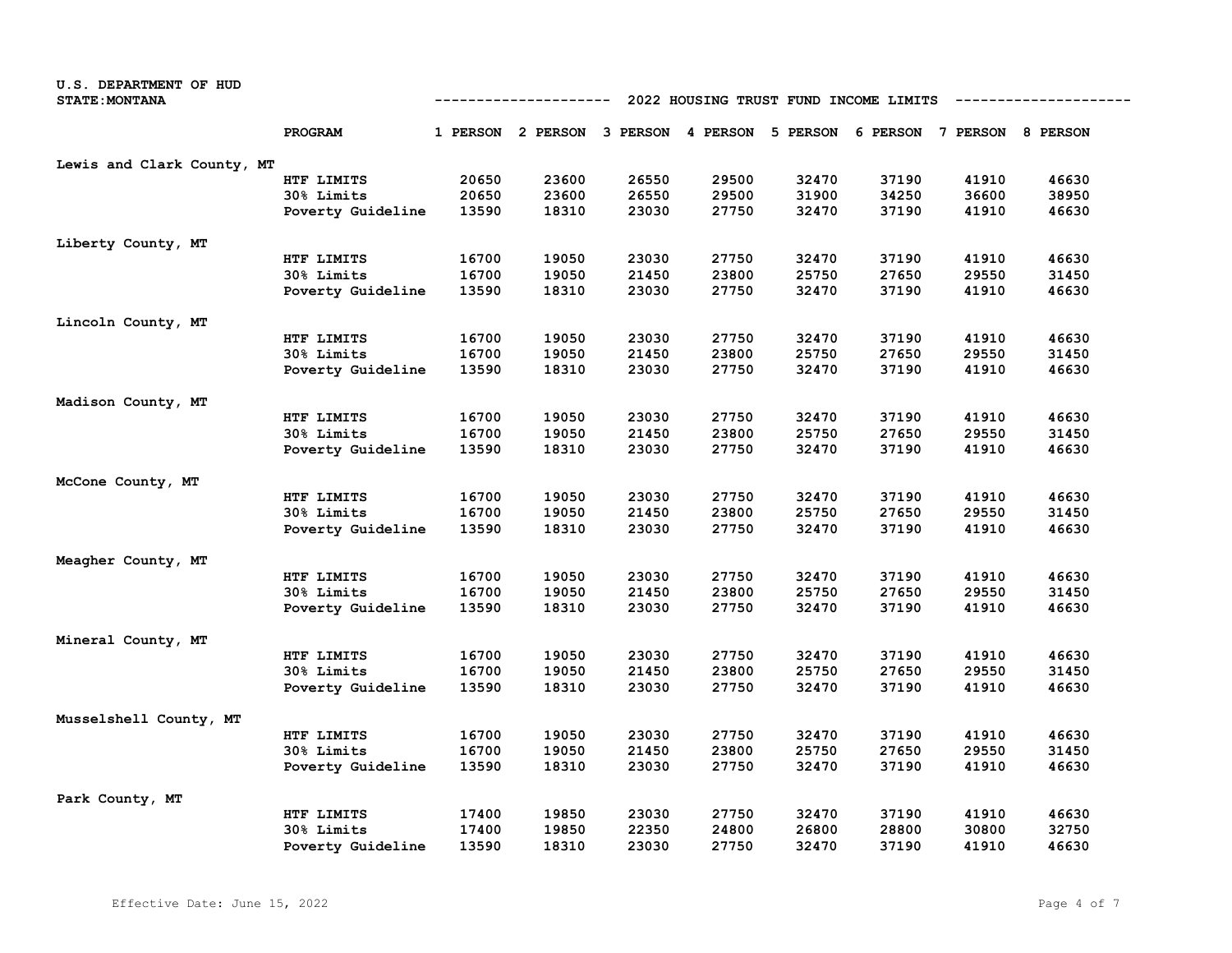U.S. DEPARTMENT OF HUD
STATE: MONTANA

## 2022 HOUSING TRUST FUND INCOME LIMITS

| | PROGRAM | 1 PERSON | 2 PERSON | 3 PERSON | 4 PERSON | 5 PERSON | 6 PERSON | 7 PERSON | 8 PERSON |
|---|---|---|---|---|---|---|---|---|---|
| Lewis and Clark County, MT | | | | | | | | | |
| | HTF LIMITS | 20650 | 23600 | 26550 | 29500 | 32470 | 37190 | 41910 | 46630 |
| | 30% Limits | 20650 | 23600 | 26550 | 29500 | 31900 | 34250 | 36600 | 38950 |
| | Poverty Guideline | 13590 | 18310 | 23030 | 27750 | 32470 | 37190 | 41910 | 46630 |
| Liberty County, MT | | | | | | | | | |
| | HTF LIMITS | 16700 | 19050 | 23030 | 27750 | 32470 | 37190 | 41910 | 46630 |
| | 30% Limits | 16700 | 19050 | 21450 | 23800 | 25750 | 27650 | 29550 | 31450 |
| | Poverty Guideline | 13590 | 18310 | 23030 | 27750 | 32470 | 37190 | 41910 | 46630 |
| Lincoln County, MT | | | | | | | | | |
| | HTF LIMITS | 16700 | 19050 | 23030 | 27750 | 32470 | 37190 | 41910 | 46630 |
| | 30% Limits | 16700 | 19050 | 21450 | 23800 | 25750 | 27650 | 29550 | 31450 |
| | Poverty Guideline | 13590 | 18310 | 23030 | 27750 | 32470 | 37190 | 41910 | 46630 |
| Madison County, MT | | | | | | | | | |
| | HTF LIMITS | 16700 | 19050 | 23030 | 27750 | 32470 | 37190 | 41910 | 46630 |
| | 30% Limits | 16700 | 19050 | 21450 | 23800 | 25750 | 27650 | 29550 | 31450 |
| | Poverty Guideline | 13590 | 18310 | 23030 | 27750 | 32470 | 37190 | 41910 | 46630 |
| McCone County, MT | | | | | | | | | |
| | HTF LIMITS | 16700 | 19050 | 23030 | 27750 | 32470 | 37190 | 41910 | 46630 |
| | 30% Limits | 16700 | 19050 | 21450 | 23800 | 25750 | 27650 | 29550 | 31450 |
| | Poverty Guideline | 13590 | 18310 | 23030 | 27750 | 32470 | 37190 | 41910 | 46630 |
| Meagher County, MT | | | | | | | | | |
| | HTF LIMITS | 16700 | 19050 | 23030 | 27750 | 32470 | 37190 | 41910 | 46630 |
| | 30% Limits | 16700 | 19050 | 21450 | 23800 | 25750 | 27650 | 29550 | 31450 |
| | Poverty Guideline | 13590 | 18310 | 23030 | 27750 | 32470 | 37190 | 41910 | 46630 |
| Mineral County, MT | | | | | | | | | |
| | HTF LIMITS | 16700 | 19050 | 23030 | 27750 | 32470 | 37190 | 41910 | 46630 |
| | 30% Limits | 16700 | 19050 | 21450 | 23800 | 25750 | 27650 | 29550 | 31450 |
| | Poverty Guideline | 13590 | 18310 | 23030 | 27750 | 32470 | 37190 | 41910 | 46630 |
| Musselshell County, MT | | | | | | | | | |
| | HTF LIMITS | 16700 | 19050 | 23030 | 27750 | 32470 | 37190 | 41910 | 46630 |
| | 30% Limits | 16700 | 19050 | 21450 | 23800 | 25750 | 27650 | 29550 | 31450 |
| | Poverty Guideline | 13590 | 18310 | 23030 | 27750 | 32470 | 37190 | 41910 | 46630 |
| Park County, MT | | | | | | | | | |
| | HTF LIMITS | 17400 | 19850 | 23030 | 27750 | 32470 | 37190 | 41910 | 46630 |
| | 30% Limits | 17400 | 19850 | 22350 | 24800 | 26800 | 28800 | 30800 | 32750 |
| | Poverty Guideline | 13590 | 18310 | 23030 | 27750 | 32470 | 37190 | 41910 | 46630 |

Effective Date: June 15, 2022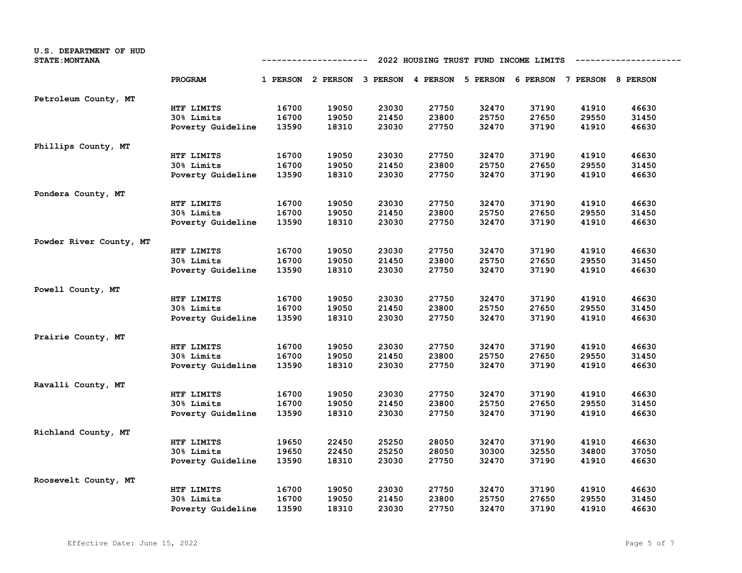U.S. DEPARTMENT OF HUD
STATE:MONTANA

## 2022 HOUSING TRUST FUND INCOME LIMITS

| | PROGRAM | 1 PERSON | 2 PERSON | 3 PERSON | 4 PERSON | 5 PERSON | 6 PERSON | 7 PERSON | 8 PERSON |
|---|---|---|---|---|---|---|---|---|---|
| Petroleum County, MT | | | | | | | | | |
| | HTF LIMITS | 16700 | 19050 | 23030 | 27750 | 32470 | 37190 | 41910 | 46630 |
| | 30% Limits | 16700 | 19050 | 21450 | 23800 | 25750 | 27650 | 29550 | 31450 |
| | Poverty Guideline | 13590 | 18310 | 23030 | 27750 | 32470 | 37190 | 41910 | 46630 |
| Phillips County, MT | | | | | | | | | |
| | HTF LIMITS | 16700 | 19050 | 23030 | 27750 | 32470 | 37190 | 41910 | 46630 |
| | 30% Limits | 16700 | 19050 | 21450 | 23800 | 25750 | 27650 | 29550 | 31450 |
| | Poverty Guideline | 13590 | 18310 | 23030 | 27750 | 32470 | 37190 | 41910 | 46630 |
| Pondera County, MT | | | | | | | | | |
| | HTF LIMITS | 16700 | 19050 | 23030 | 27750 | 32470 | 37190 | 41910 | 46630 |
| | 30% Limits | 16700 | 19050 | 21450 | 23800 | 25750 | 27650 | 29550 | 31450 |
| | Poverty Guideline | 13590 | 18310 | 23030 | 27750 | 32470 | 37190 | 41910 | 46630 |
| Powder River County, MT | | | | | | | | | |
| | HTF LIMITS | 16700 | 19050 | 23030 | 27750 | 32470 | 37190 | 41910 | 46630 |
| | 30% Limits | 16700 | 19050 | 21450 | 23800 | 25750 | 27650 | 29550 | 31450 |
| | Poverty Guideline | 13590 | 18310 | 23030 | 27750 | 32470 | 37190 | 41910 | 46630 |
| Powell County, MT | | | | | | | | | |
| | HTF LIMITS | 16700 | 19050 | 23030 | 27750 | 32470 | 37190 | 41910 | 46630 |
| | 30% Limits | 16700 | 19050 | 21450 | 23800 | 25750 | 27650 | 29550 | 31450 |
| | Poverty Guideline | 13590 | 18310 | 23030 | 27750 | 32470 | 37190 | 41910 | 46630 |
| Prairie County, MT | | | | | | | | | |
| | HTF LIMITS | 16700 | 19050 | 23030 | 27750 | 32470 | 37190 | 41910 | 46630 |
| | 30% Limits | 16700 | 19050 | 21450 | 23800 | 25750 | 27650 | 29550 | 31450 |
| | Poverty Guideline | 13590 | 18310 | 23030 | 27750 | 32470 | 37190 | 41910 | 46630 |
| Ravalli County, MT | | | | | | | | | |
| | HTF LIMITS | 16700 | 19050 | 23030 | 27750 | 32470 | 37190 | 41910 | 46630 |
| | 30% Limits | 16700 | 19050 | 21450 | 23800 | 25750 | 27650 | 29550 | 31450 |
| | Poverty Guideline | 13590 | 18310 | 23030 | 27750 | 32470 | 37190 | 41910 | 46630 |
| Richland County, MT | | | | | | | | | |
| | HTF LIMITS | 19650 | 22450 | 25250 | 28050 | 32470 | 37190 | 41910 | 46630 |
| | 30% Limits | 19650 | 22450 | 25250 | 28050 | 30300 | 32550 | 34800 | 37050 |
| | Poverty Guideline | 13590 | 18310 | 23030 | 27750 | 32470 | 37190 | 41910 | 46630 |
| Roosevelt County, MT | | | | | | | | | |
| | HTF LIMITS | 16700 | 19050 | 23030 | 27750 | 32470 | 37190 | 41910 | 46630 |
| | 30% Limits | 16700 | 19050 | 21450 | 23800 | 25750 | 27650 | 29550 | 31450 |
| | Poverty Guideline | 13590 | 18310 | 23030 | 27750 | 32470 | 37190 | 41910 | 46630 |

Effective Date: June 15, 2022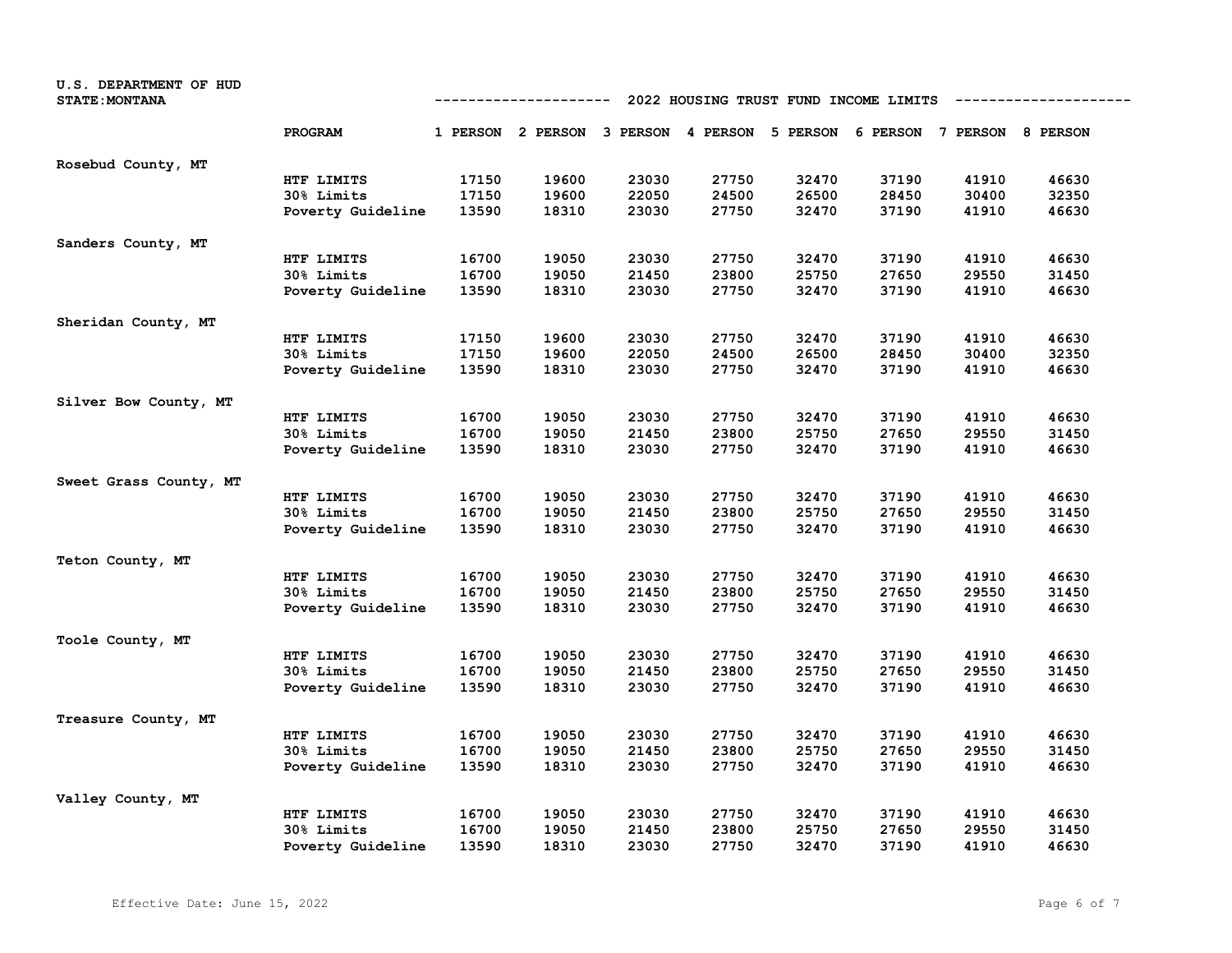U.S. DEPARTMENT OF HUD
STATE: MONTANA

## 2022 HOUSING TRUST FUND INCOME LIMITS

| | PROGRAM | 1 PERSON | 2 PERSON | 3 PERSON | 4 PERSON | 5 PERSON | 6 PERSON | 7 PERSON | 8 PERSON |
|---|---|---|---|---|---|---|---|---|---|
| Rosebud County, MT | | | | | | | | | |
| | HTF LIMITS | 17150 | 19600 | 23030 | 27750 | 32470 | 37190 | 41910 | 46630 |
| | 30% Limits | 17150 | 19600 | 22050 | 24500 | 26500 | 28450 | 30400 | 32350 |
| | Poverty Guideline | 13590 | 18310 | 23030 | 27750 | 32470 | 37190 | 41910 | 46630 |
| Sanders County, MT | | | | | | | | | |
| | HTF LIMITS | 16700 | 19050 | 23030 | 27750 | 32470 | 37190 | 41910 | 46630 |
| | 30% Limits | 16700 | 19050 | 21450 | 23800 | 25750 | 27650 | 29550 | 31450 |
| | Poverty Guideline | 13590 | 18310 | 23030 | 27750 | 32470 | 37190 | 41910 | 46630 |
| Sheridan County, MT | | | | | | | | | |
| | HTF LIMITS | 17150 | 19600 | 23030 | 27750 | 32470 | 37190 | 41910 | 46630 |
| | 30% Limits | 17150 | 19600 | 22050 | 24500 | 26500 | 28450 | 30400 | 32350 |
| | Poverty Guideline | 13590 | 18310 | 23030 | 27750 | 32470 | 37190 | 41910 | 46630 |
| Silver Bow County, MT | | | | | | | | | |
| | HTF LIMITS | 16700 | 19050 | 23030 | 27750 | 32470 | 37190 | 41910 | 46630 |
| | 30% Limits | 16700 | 19050 | 21450 | 23800 | 25750 | 27650 | 29550 | 31450 |
| | Poverty Guideline | 13590 | 18310 | 23030 | 27750 | 32470 | 37190 | 41910 | 46630 |
| Sweet Grass County, MT | | | | | | | | | |
| | HTF LIMITS | 16700 | 19050 | 23030 | 27750 | 32470 | 37190 | 41910 | 46630 |
| | 30% Limits | 16700 | 19050 | 21450 | 23800 | 25750 | 27650 | 29550 | 31450 |
| | Poverty Guideline | 13590 | 18310 | 23030 | 27750 | 32470 | 37190 | 41910 | 46630 |
| Teton County, MT | | | | | | | | | |
| | HTF LIMITS | 16700 | 19050 | 23030 | 27750 | 32470 | 37190 | 41910 | 46630 |
| | 30% Limits | 16700 | 19050 | 21450 | 23800 | 25750 | 27650 | 29550 | 31450 |
| | Poverty Guideline | 13590 | 18310 | 23030 | 27750 | 32470 | 37190 | 41910 | 46630 |
| Toole County, MT | | | | | | | | | |
| | HTF LIMITS | 16700 | 19050 | 23030 | 27750 | 32470 | 37190 | 41910 | 46630 |
| | 30% Limits | 16700 | 19050 | 21450 | 23800 | 25750 | 27650 | 29550 | 31450 |
| | Poverty Guideline | 13590 | 18310 | 23030 | 27750 | 32470 | 37190 | 41910 | 46630 |
| Treasure County, MT | | | | | | | | | |
| | HTF LIMITS | 16700 | 19050 | 23030 | 27750 | 32470 | 37190 | 41910 | 46630 |
| | 30% Limits | 16700 | 19050 | 21450 | 23800 | 25750 | 27650 | 29550 | 31450 |
| | Poverty Guideline | 13590 | 18310 | 23030 | 27750 | 32470 | 37190 | 41910 | 46630 |
| Valley County, MT | | | | | | | | | |
| | HTF LIMITS | 16700 | 19050 | 23030 | 27750 | 32470 | 37190 | 41910 | 46630 |
| | 30% Limits | 16700 | 19050 | 21450 | 23800 | 25750 | 27650 | 29550 | 31450 |
| | Poverty Guideline | 13590 | 18310 | 23030 | 27750 | 32470 | 37190 | 41910 | 46630 |

Effective Date: June 15, 2022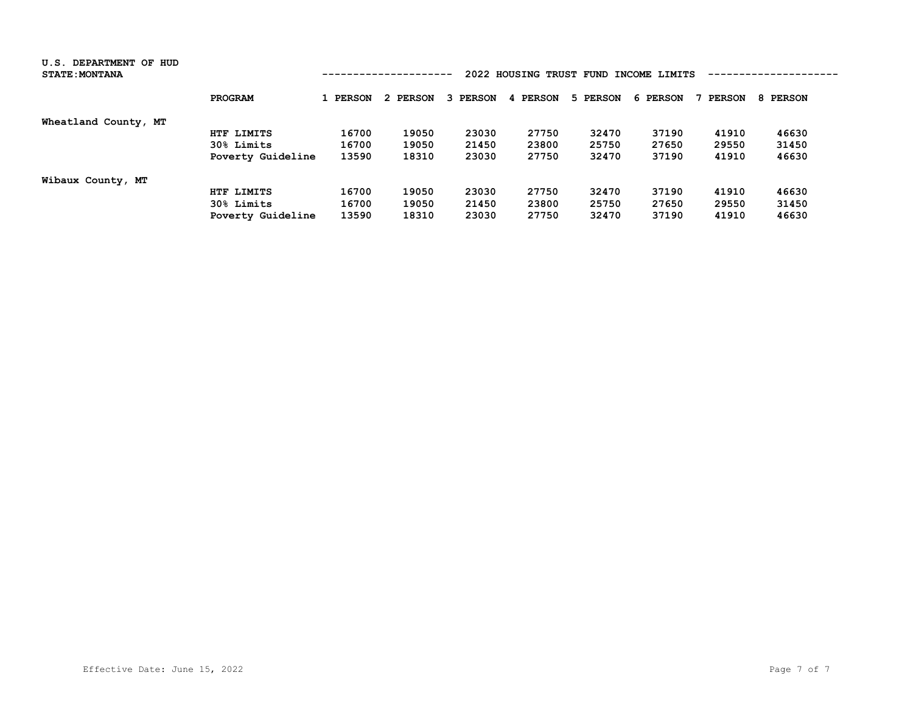**U.S. DEPARTMENT OF HUD**
**STATE:MONTANA**

## 2022 HOUSING TRUST FUND INCOME LIMITS

| | PROGRAM | 1 PERSON | 2 PERSON | 3 PERSON | 4 PERSON | 5 PERSON | 6 PERSON | 7 PERSON | 8 PERSON |
|---|---|---|---|---|---|---|---|---|---|
| **Wheatland County, MT** | | | | | | | | | |
| | HTF LIMITS | 16700 | 19050 | 23030 | 27750 | 32470 | 37190 | 41910 | 46630 |
| | 30% Limits | 16700 | 19050 | 21450 | 23800 | 25750 | 27650 | 29550 | 31450 |
| | Poverty Guideline | 13590 | 18310 | 23030 | 27750 | 32470 | 37190 | 41910 | 46630 |
| **Wibaux County, MT** | | | | | | | | | |
| | HTF LIMITS | 16700 | 19050 | 23030 | 27750 | 32470 | 37190 | 41910 | 46630 |
| | 30% Limits | 16700 | 19050 | 21450 | 23800 | 25750 | 27650 | 29550 | 31450 |
| | Poverty Guideline | 13590 | 18310 | 23030 | 27750 | 32470 | 37190 | 41910 | 46630 |

Effective Date: June 15, 2022